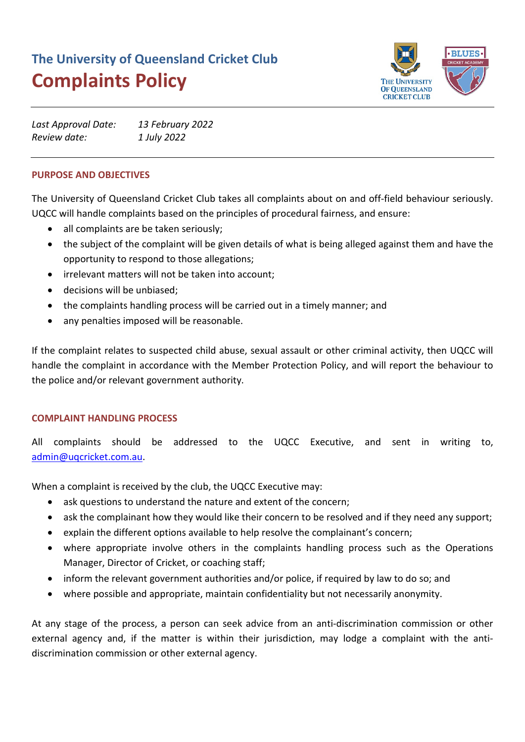# The University of Queensland Cricket Club
# Complaints Policy

*Last Approval Date:* *13 February 2022*
*Review date:* *1 July 2022*

## PURPOSE AND OBJECTIVES

The University of Queensland Cricket Club takes all complaints about on and off-field behaviour seriously. UQCC will handle complaints based on the principles of procedural fairness, and ensure:

- all complaints are be taken seriously;
- the subject of the complaint will be given details of what is being alleged against them and have the opportunity to respond to those allegations;
- irrelevant matters will not be taken into account;
- decisions will be unbiased;
- the complaints handling process will be carried out in a timely manner; and
- any penalties imposed will be reasonable.

If the complaint relates to suspected child abuse, sexual assault or other criminal activity, then UQCC will handle the complaint in accordance with the Member Protection Policy, and will report the behaviour to the police and/or relevant government authority.

## COMPLAINT HANDLING PROCESS

All complaints should be addressed to the UQCC Executive, and sent in writing to, admin@uqcricket.com.au.

When a complaint is received by the club, the UQCC Executive may:

- ask questions to understand the nature and extent of the concern;
- ask the complainant how they would like their concern to be resolved and if they need any support;
- explain the different options available to help resolve the complainant's concern;
- where appropriate involve others in the complaints handling process such as the Operations Manager, Director of Cricket, or coaching staff;
- inform the relevant government authorities and/or police, if required by law to do so; and
- where possible and appropriate, maintain confidentiality but not necessarily anonymity.

At any stage of the process, a person can seek advice from an anti-discrimination commission or other external agency and, if the matter is within their jurisdiction, may lodge a complaint with the anti-discrimination commission or other external agency.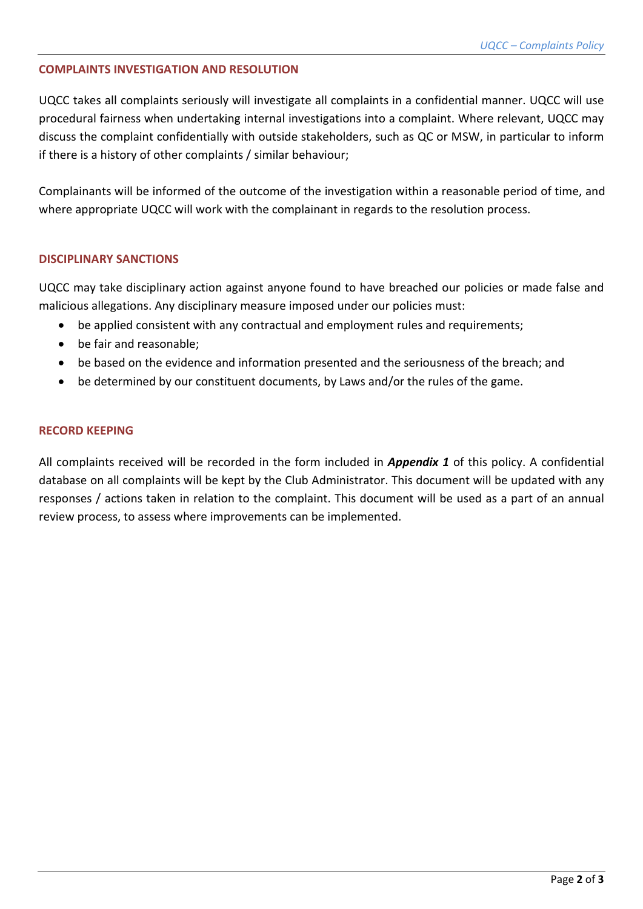## COMPLAINTS INVESTIGATION AND RESOLUTION

UQCC takes all complaints seriously will investigate all complaints in a confidential manner. UQCC will use procedural fairness when undertaking internal investigations into a complaint. Where relevant, UQCC may discuss the complaint confidentially with outside stakeholders, such as QC or MSW, in particular to inform if there is a history of other complaints / similar behaviour;

Complainants will be informed of the outcome of the investigation within a reasonable period of time, and where appropriate UQCC will work with the complainant in regards to the resolution process.

## DISCIPLINARY SANCTIONS

UQCC may take disciplinary action against anyone found to have breached our policies or made false and malicious allegations. Any disciplinary measure imposed under our policies must:

- be applied consistent with any contractual and employment rules and requirements;
- be fair and reasonable;
- be based on the evidence and information presented and the seriousness of the breach; and
- be determined by our constituent documents, by Laws and/or the rules of the game.

## RECORD KEEPING

All complaints received will be recorded in the form included in ***Appendix 1*** of this policy. A confidential database on all complaints will be kept by the Club Administrator. This document will be updated with any responses / actions taken in relation to the complaint. This document will be used as a part of an annual review process, to assess where improvements can be implemented.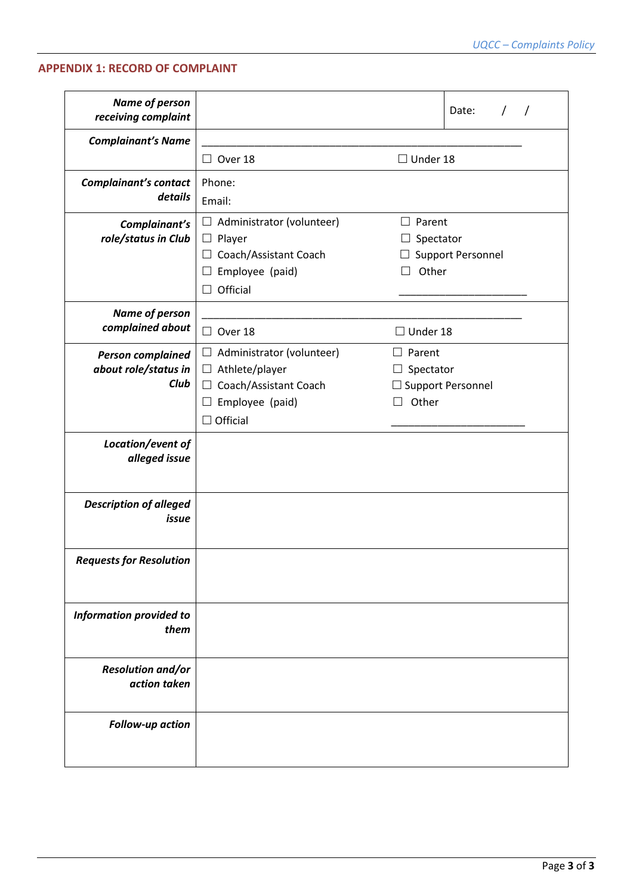## APPENDIX 1: RECORD OF COMPLAINT

| | | |
|---|---|---|
| ***Name of person receiving complaint*** | | Date: / / |
| ***Complainant's Name*** | ______________________________________________________<br>☐ Over 18 ☐ Under 18 | |
| ***Complainant's contact details*** | Phone:<br>Email: | |
| ***Complainant's role/status in Club*** | ☐ Administrator (volunteer)<br>☐ Player<br>☐ Coach/Assistant Coach<br>☐ Employee (paid)<br>☐ Official<br>☐ Parent<br>☐ Spectator<br>☐ Support Personnel<br>☐ Other ______________________ | |
| ***Name of person complained about*** | ______________________________________________________<br>☐ Over 18 ☐ Under 18 | |
| ***Person complained about role/status in Club*** | ☐ Administrator (volunteer)<br>☐ Athlete/player<br>☐ Coach/Assistant Coach<br>☐ Employee (paid)<br>☐ Official<br>☐ Parent<br>☐ Spectator<br>☐ Support Personnel<br>☐ Other ______________________ | |
| ***Location/event of alleged issue*** | | |
| ***Description of alleged issue*** | | |
| ***Requests for Resolution*** | | |
| ***Information provided to them*** | | |
| ***Resolution and/or action taken*** | | |
| ***Follow-up action*** | | |